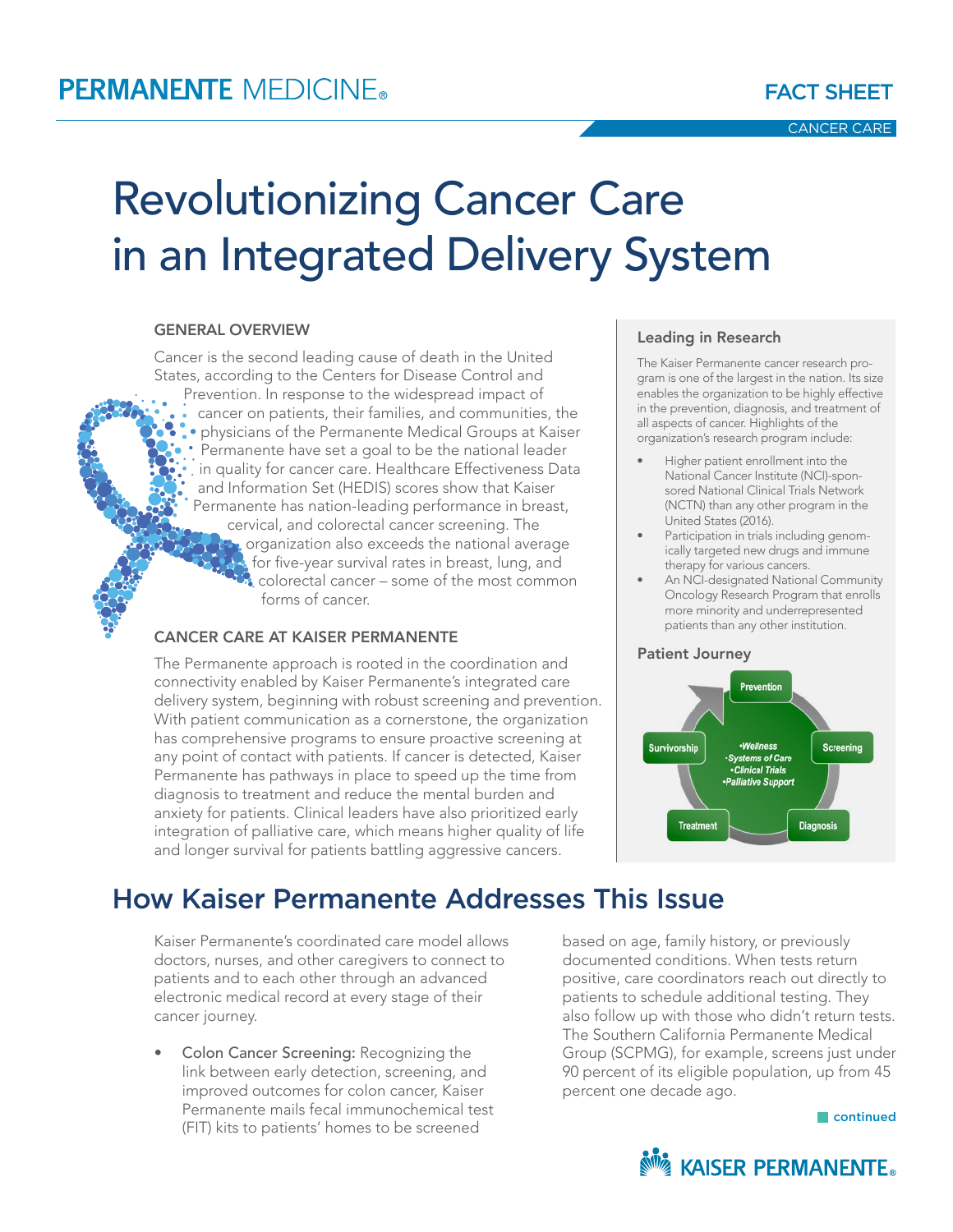PERMANENTE MEDICINE®

FACT SHEET

CANCER CARE

# Revolutionizing Cancer Care in an Integrated Delivery System

### GENERAL OVERVIEW

Cancer is the second leading cause of death in the United States, according to the Centers for Disease Control and Prevention. In response to the widespread impact of cancer on patients, their families, and communities, the physicians of the Permanente Medical Groups at Kaiser Permanente have set a goal to be the national leader in quality for cancer care. Healthcare Effectiveness Data and Information Set (HEDIS) scores show that Kaiser Permanente has nation-leading performance in breast, cervical, and colorectal cancer screening. The organization also exceeds the national average for five-year survival rates in breast, lung, and colorectal cancer – some of the most common forms of cancer.

### CANCER CARE AT KAISER PERMANENTE

The Permanente approach is rooted in the coordination and connectivity enabled by Kaiser Permanente's integrated care delivery system, beginning with robust screening and prevention. With patient communication as a cornerstone, the organization has comprehensive programs to ensure proactive screening at any point of contact with patients. If cancer is detected, Kaiser Permanente has pathways in place to speed up the time from diagnosis to treatment and reduce the mental burden and anxiety for patients. Clinical leaders have also prioritized early integration of palliative care, which means higher quality of life and longer survival for patients battling aggressive cancers.

### Leading in Research

The Kaiser Permanente cancer research program is one of the largest in the nation. Its size enables the organization to be highly effective in the prevention, diagnosis, and treatment of all aspects of cancer. Highlights of the organization's research program include:

- Higher patient enrollment into the National Cancer Institute (NCI)-sponsored National Clinical Trials Network (NCTN) than any other program in the United States (2016).
- Participation in trials including genomically targeted new drugs and immune therapy for various cancers.
- An NCI-designated National Community Oncology Research Program that enrolls more minority and underrepresented patients than any other institution.

### Patient Journey

Prevention → Screening → Diagnosis → Treatment → Survivorship

- *Wellness*
- *Systems of Care*
- *Clinical Trials*
- *Palliative Support*

## How Kaiser Permanente Addresses This Issue

Kaiser Permanente's coordinated care model allows doctors, nurses, and other caregivers to connect to patients and to each other through an advanced electronic medical record at every stage of their cancer journey.

- Colon Cancer Screening: Recognizing the link between early detection, screening, and improved outcomes for colon cancer, Kaiser Permanente mails fecal immunochemical test (FIT) kits to patients' homes to be screened based on age, family history, or previously documented conditions. When tests return positive, care coordinators reach out directly to patients to schedule additional testing. They also follow up with those who didn't return tests. The Southern California Permanente Medical Group (SCPMG), for example, screens just under 90 percent of its eligible population, up from 45 percent one decade ago.

continued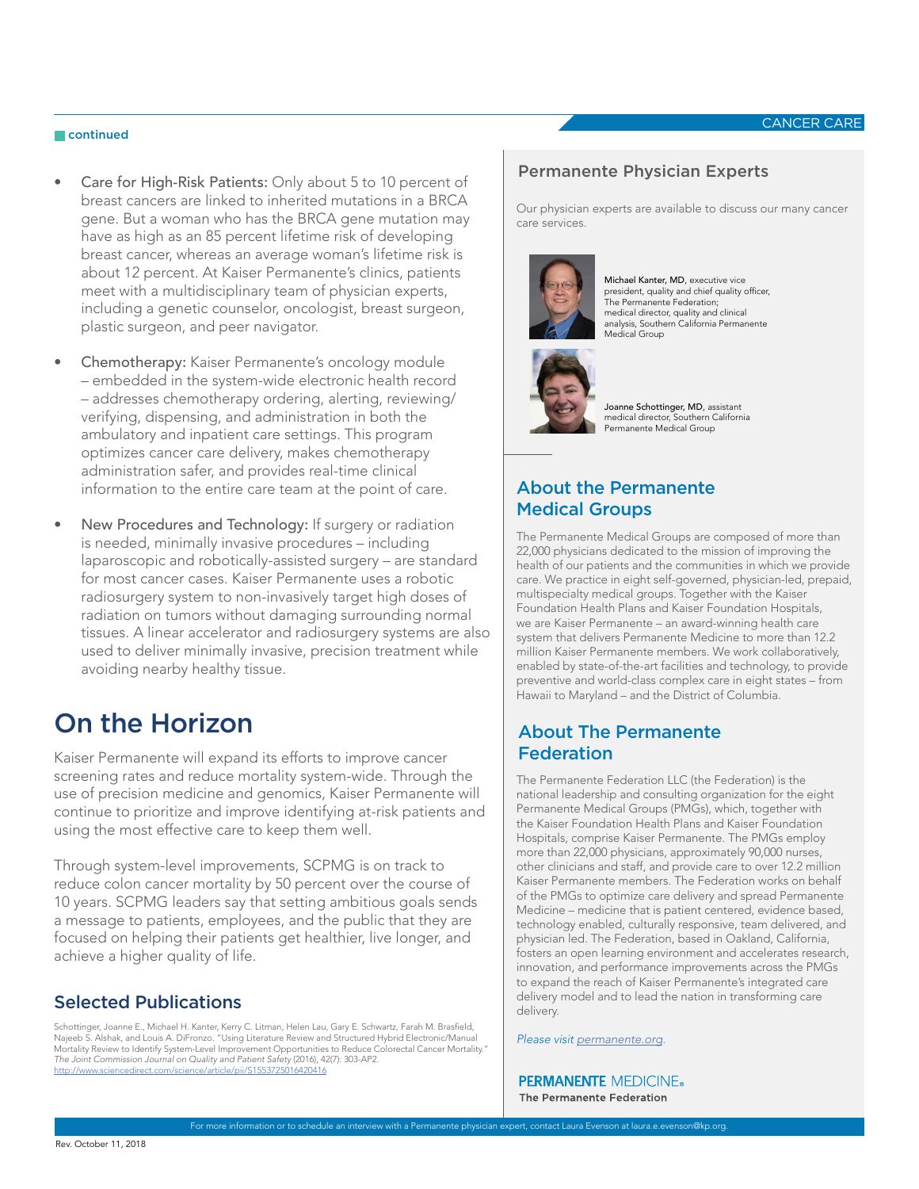continued

- Care for High-Risk Patients: Only about 5 to 10 percent of breast cancers are linked to inherited mutations in a BRCA gene. But a woman who has the BRCA gene mutation may have as high as an 85 percent lifetime risk of developing breast cancer, whereas an average woman's lifetime risk is about 12 percent. At Kaiser Permanente's clinics, patients meet with a multidisciplinary team of physician experts, including a genetic counselor, oncologist, breast surgeon, plastic surgeon, and peer navigator.

- Chemotherapy: Kaiser Permanente's oncology module – embedded in the system-wide electronic health record – addresses chemotherapy ordering, alerting, reviewing/verifying, dispensing, and administration in both the ambulatory and inpatient care settings. This program optimizes cancer care delivery, makes chemotherapy administration safer, and provides real-time clinical information to the entire care team at the point of care.

- New Procedures and Technology: If surgery or radiation is needed, minimally invasive procedures – including laparoscopic and robotically-assisted surgery – are standard for most cancer cases. Kaiser Permanente uses a robotic radiosurgery system to non-invasively target high doses of radiation on tumors without damaging surrounding normal tissues. A linear accelerator and radiosurgery systems are also used to deliver minimally invasive, precision treatment while avoiding nearby healthy tissue.

# On the Horizon

Kaiser Permanente will expand its efforts to improve cancer screening rates and reduce mortality system-wide. Through the use of precision medicine and genomics, Kaiser Permanente will continue to prioritize and improve identifying at-risk patients and using the most effective care to keep them well.

Through system-level improvements, SCPMG is on track to reduce colon cancer mortality by 50 percent over the course of 10 years. SCPMG leaders say that setting ambitious goals sends a message to patients, employees, and the public that they are focused on helping their patients get healthier, live longer, and achieve a higher quality of life.

## Selected Publications

Schottinger, Joanne E., Michael H. Kanter, Kerry C. Litman, Helen Lau, Gary E. Schwartz, Farah M. Brasfield, Najeeb S. Alshak, and Louis A. DiFronzo. "Using Literature Review and Structured Hybrid Electronic/Manual Mortality Review to Identify System-Level Improvement Opportunities to Reduce Colorectal Cancer Mortality." *The Joint Commission Journal on Quality and Patient Safety* (2016), 42(7): 303-AP2. http://www.sciencedirect.com/science/article/pii/S1553725016420416

## Permanente Physician Experts

Our physician experts are available to discuss our many cancer care services.

**Michael Kanter, MD,** executive vice president, quality and chief quality officer, The Permanente Federation; medical director, quality and clinical analysis, Southern California Permanente Medical Group

**Joanne Schottinger, MD,** assistant medical director, Southern California Permanente Medical Group

## About the Permanente Medical Groups

The Permanente Medical Groups are composed of more than 22,000 physicians dedicated to the mission of improving the health of our patients and the communities in which we provide care. We practice in eight self-governed, physician-led, prepaid, multispecialty medical groups. Together with the Kaiser Foundation Health Plans and Kaiser Foundation Hospitals, we are Kaiser Permanente – an award-winning health care system that delivers Permanente Medicine to more than 12.2 million Kaiser Permanente members. We work collaboratively, enabled by state-of-the-art facilities and technology, to provide preventive and world-class complex care in eight states – from Hawaii to Maryland – and the District of Columbia.

## About The Permanente Federation

The Permanente Federation LLC (the Federation) is the national leadership and consulting organization for the eight Permanente Medical Groups (PMGs), which, together with the Kaiser Foundation Health Plans and Kaiser Foundation Hospitals, comprise Kaiser Permanente. The PMGs employ more than 22,000 physicians, approximately 90,000 nurses, other clinicians and staff, and provide care to over 12.2 million Kaiser Permanente members. The Federation works on behalf of the PMGs to optimize care delivery and spread Permanente Medicine – medicine that is patient centered, evidence based, technology enabled, culturally responsive, team delivered, and physician led. The Federation, based in Oakland, California, fosters an open learning environment and accelerates research, innovation, and performance improvements across the PMGs to expand the reach of Kaiser Permanente's integrated care delivery model and to lead the nation in transforming care delivery.

*Please visit permanente.org.*

PERMANENTE MEDICINE®
The Permanente Federation

For more information or to schedule an interview with a Permanente physician expert, contact Laura Evenson at laura.e.evenson@kp.org.

Rev. October 11, 2018